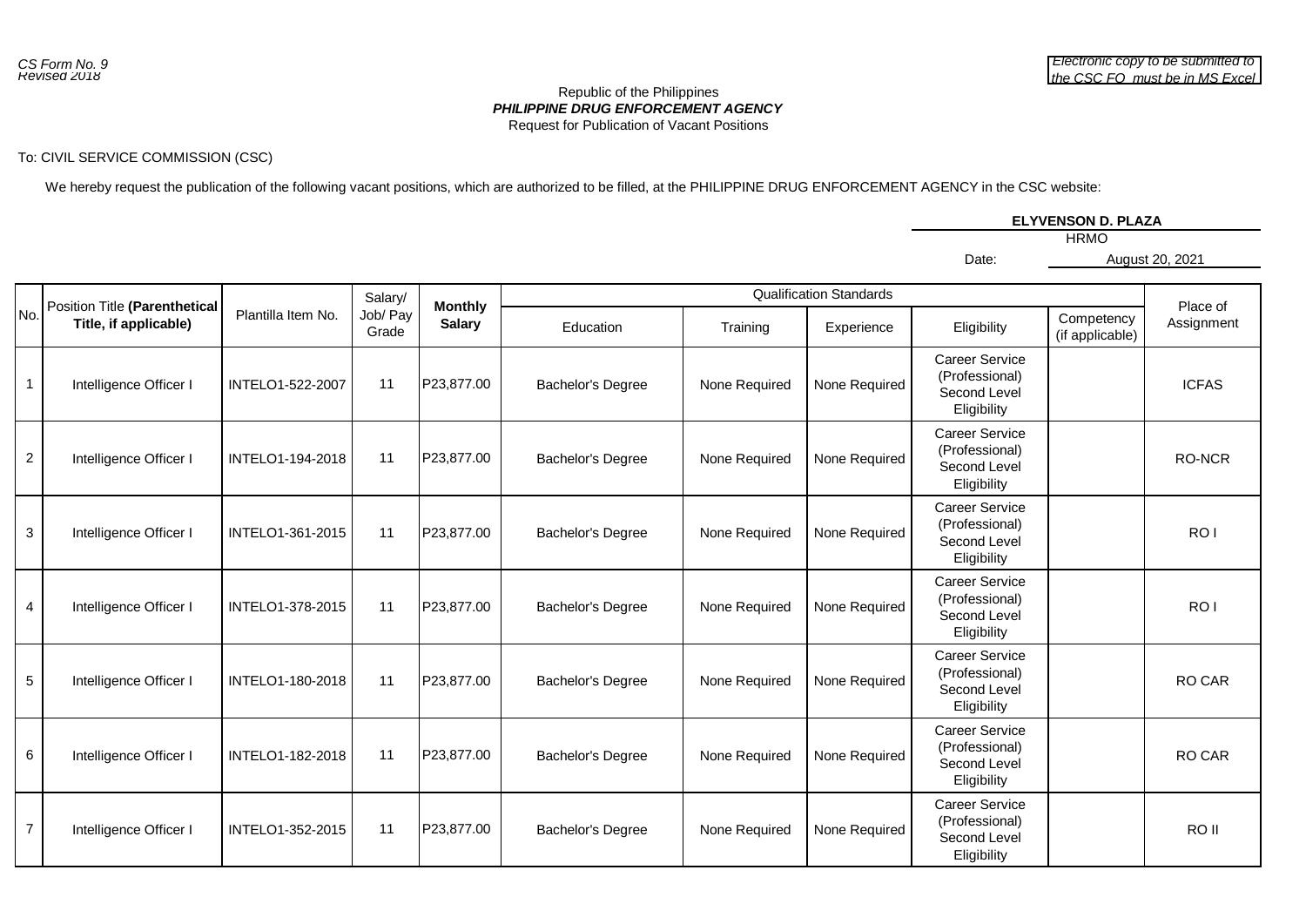CS Form No. 9
Revised 2018

*Electronic copy to be submitted to the CSC FO must be in MS Excel*

Republic of the Philippines
***PHILIPPINE DRUG ENFORCEMENT AGENCY***
Request for Publication of Vacant Positions

To: CIVIL SERVICE COMMISSION (CSC)

We hereby request the publication of the following vacant positions, which are authorized to be filled, at the PHILIPPINE DRUG ENFORCEMENT AGENCY in the CSC website:

**ELYVENSON D. PLAZA**
HRMO

Date: August 20, 2021

| No. | Position Title **(Parenthetical Title, if applicable)** | Plantilla Item No. | Salary/ Job/ Pay Grade | **Monthly Salary** | Qualification Standards | | | | | Place of Assignment |
|---|---|---|---|---|---|---|---|---|---|---|
| | | | | | Education | Training | Experience | Eligibility | Competency (if applicable) | |
| 1 | Intelligence Officer I | INTELO1-522-2007 | 11 | P23,877.00 | Bachelor's Degree | None Required | None Required | Career Service (Professional) Second Level Eligibility | | ICFAS |
| 2 | Intelligence Officer I | INTELO1-194-2018 | 11 | P23,877.00 | Bachelor's Degree | None Required | None Required | Career Service (Professional) Second Level Eligibility | | RO-NCR |
| 3 | Intelligence Officer I | INTELO1-361-2015 | 11 | P23,877.00 | Bachelor's Degree | None Required | None Required | Career Service (Professional) Second Level Eligibility | | RO I |
| 4 | Intelligence Officer I | INTELO1-378-2015 | 11 | P23,877.00 | Bachelor's Degree | None Required | None Required | Career Service (Professional) Second Level Eligibility | | RO I |
| 5 | Intelligence Officer I | INTELO1-180-2018 | 11 | P23,877.00 | Bachelor's Degree | None Required | None Required | Career Service (Professional) Second Level Eligibility | | RO CAR |
| 6 | Intelligence Officer I | INTELO1-182-2018 | 11 | P23,877.00 | Bachelor's Degree | None Required | None Required | Career Service (Professional) Second Level Eligibility | | RO CAR |
| 7 | Intelligence Officer I | INTELO1-352-2015 | 11 | P23,877.00 | Bachelor's Degree | None Required | None Required | Career Service (Professional) Second Level Eligibility | | RO II |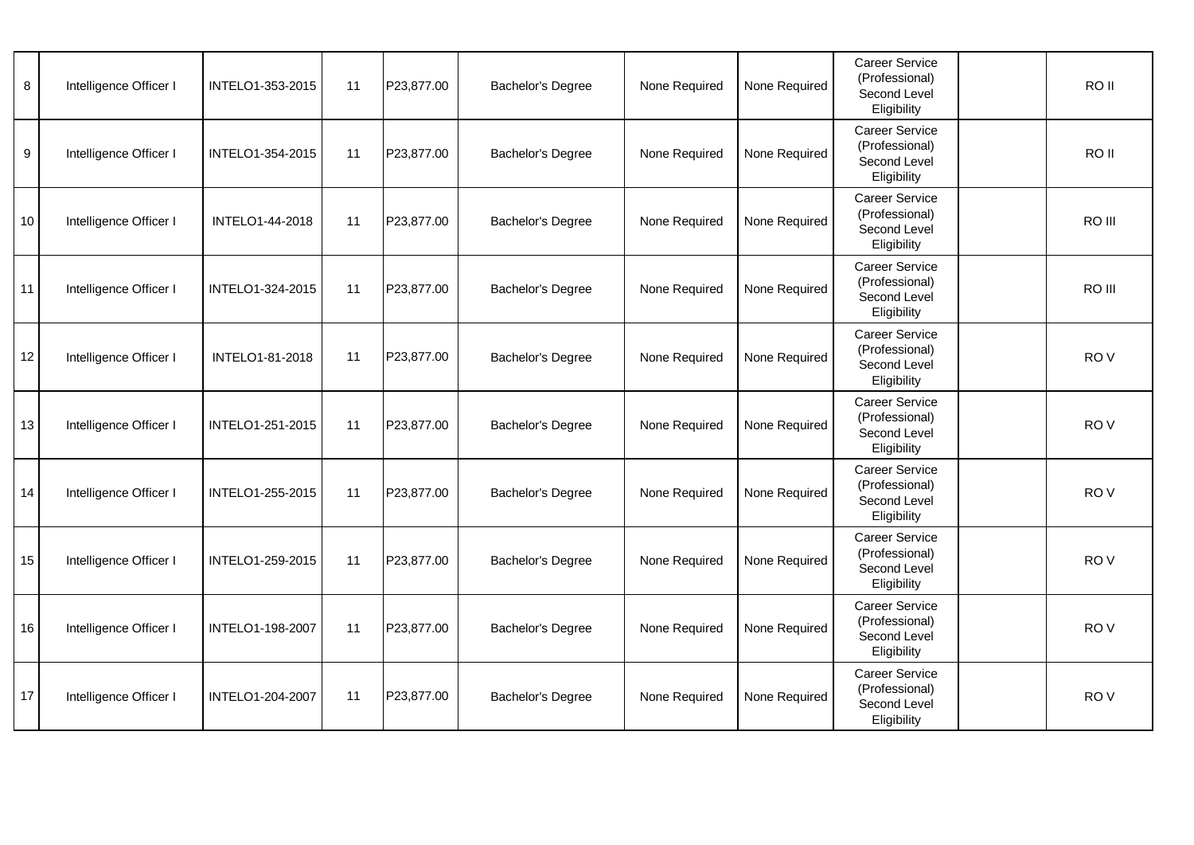| | | | | | | | | | | |
|---|---|---|---|---|---|---|---|---|---|---|
| 8 | Intelligence Officer I | INTELO1-353-2015 | 11 | P23,877.00 | Bachelor's Degree | None Required | None Required | Career Service (Professional) Second Level Eligibility | | RO II |
| 9 | Intelligence Officer I | INTELO1-354-2015 | 11 | P23,877.00 | Bachelor's Degree | None Required | None Required | Career Service (Professional) Second Level Eligibility | | RO II |
| 10 | Intelligence Officer I | INTELO1-44-2018 | 11 | P23,877.00 | Bachelor's Degree | None Required | None Required | Career Service (Professional) Second Level Eligibility | | RO III |
| 11 | Intelligence Officer I | INTELO1-324-2015 | 11 | P23,877.00 | Bachelor's Degree | None Required | None Required | Career Service (Professional) Second Level Eligibility | | RO III |
| 12 | Intelligence Officer I | INTELO1-81-2018 | 11 | P23,877.00 | Bachelor's Degree | None Required | None Required | Career Service (Professional) Second Level Eligibility | | RO V |
| 13 | Intelligence Officer I | INTELO1-251-2015 | 11 | P23,877.00 | Bachelor's Degree | None Required | None Required | Career Service (Professional) Second Level Eligibility | | RO V |
| 14 | Intelligence Officer I | INTELO1-255-2015 | 11 | P23,877.00 | Bachelor's Degree | None Required | None Required | Career Service (Professional) Second Level Eligibility | | RO V |
| 15 | Intelligence Officer I | INTELO1-259-2015 | 11 | P23,877.00 | Bachelor's Degree | None Required | None Required | Career Service (Professional) Second Level Eligibility | | RO V |
| 16 | Intelligence Officer I | INTELO1-198-2007 | 11 | P23,877.00 | Bachelor's Degree | None Required | None Required | Career Service (Professional) Second Level Eligibility | | RO V |
| 17 | Intelligence Officer I | INTELO1-204-2007 | 11 | P23,877.00 | Bachelor's Degree | None Required | None Required | Career Service (Professional) Second Level Eligibility | | RO V |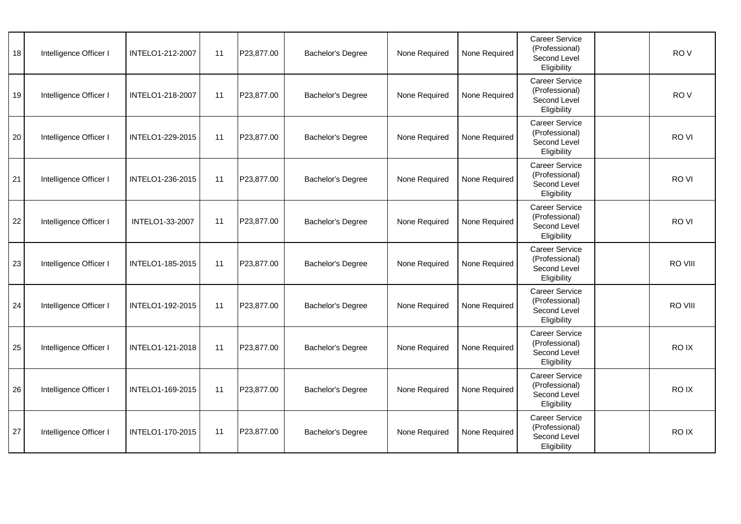| | | | | | | | | | | |
|---|---|---|---|---|---|---|---|---|---|---|
| 18 | Intelligence Officer I | INTELO1-212-2007 | 11 | P23,877.00 | Bachelor's Degree | None Required | None Required | Career Service (Professional) Second Level Eligibility | | RO V |
| 19 | Intelligence Officer I | INTELO1-218-2007 | 11 | P23,877.00 | Bachelor's Degree | None Required | None Required | Career Service (Professional) Second Level Eligibility | | RO V |
| 20 | Intelligence Officer I | INTELO1-229-2015 | 11 | P23,877.00 | Bachelor's Degree | None Required | None Required | Career Service (Professional) Second Level Eligibility | | RO VI |
| 21 | Intelligence Officer I | INTELO1-236-2015 | 11 | P23,877.00 | Bachelor's Degree | None Required | None Required | Career Service (Professional) Second Level Eligibility | | RO VI |
| 22 | Intelligence Officer I | INTELO1-33-2007 | 11 | P23,877.00 | Bachelor's Degree | None Required | None Required | Career Service (Professional) Second Level Eligibility | | RO VI |
| 23 | Intelligence Officer I | INTELO1-185-2015 | 11 | P23,877.00 | Bachelor's Degree | None Required | None Required | Career Service (Professional) Second Level Eligibility | | RO VIII |
| 24 | Intelligence Officer I | INTELO1-192-2015 | 11 | P23,877.00 | Bachelor's Degree | None Required | None Required | Career Service (Professional) Second Level Eligibility | | RO VIII |
| 25 | Intelligence Officer I | INTELO1-121-2018 | 11 | P23,877.00 | Bachelor's Degree | None Required | None Required | Career Service (Professional) Second Level Eligibility | | RO IX |
| 26 | Intelligence Officer I | INTELO1-169-2015 | 11 | P23,877.00 | Bachelor's Degree | None Required | None Required | Career Service (Professional) Second Level Eligibility | | RO IX |
| 27 | Intelligence Officer I | INTELO1-170-2015 | 11 | P23,877.00 | Bachelor's Degree | None Required | None Required | Career Service (Professional) Second Level Eligibility | | RO IX |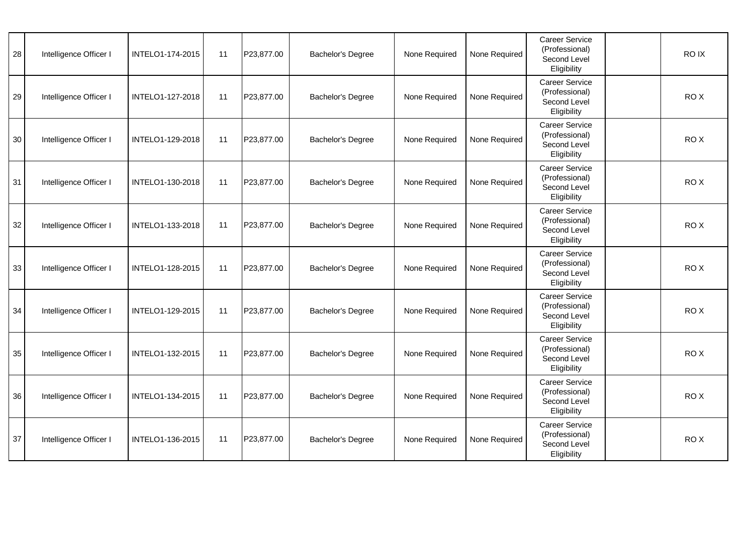| | | | | | | | | | | |
|---|---|---|---|---|---|---|---|---|---|---|
| 28 | Intelligence Officer I | INTELO1-174-2015 | 11 | P23,877.00 | Bachelor's Degree | None Required | None Required | Career Service (Professional) Second Level Eligibility | | RO IX |
| 29 | Intelligence Officer I | INTELO1-127-2018 | 11 | P23,877.00 | Bachelor's Degree | None Required | None Required | Career Service (Professional) Second Level Eligibility | | RO X |
| 30 | Intelligence Officer I | INTELO1-129-2018 | 11 | P23,877.00 | Bachelor's Degree | None Required | None Required | Career Service (Professional) Second Level Eligibility | | RO X |
| 31 | Intelligence Officer I | INTELO1-130-2018 | 11 | P23,877.00 | Bachelor's Degree | None Required | None Required | Career Service (Professional) Second Level Eligibility | | RO X |
| 32 | Intelligence Officer I | INTELO1-133-2018 | 11 | P23,877.00 | Bachelor's Degree | None Required | None Required | Career Service (Professional) Second Level Eligibility | | RO X |
| 33 | Intelligence Officer I | INTELO1-128-2015 | 11 | P23,877.00 | Bachelor's Degree | None Required | None Required | Career Service (Professional) Second Level Eligibility | | RO X |
| 34 | Intelligence Officer I | INTELO1-129-2015 | 11 | P23,877.00 | Bachelor's Degree | None Required | None Required | Career Service (Professional) Second Level Eligibility | | RO X |
| 35 | Intelligence Officer I | INTELO1-132-2015 | 11 | P23,877.00 | Bachelor's Degree | None Required | None Required | Career Service (Professional) Second Level Eligibility | | RO X |
| 36 | Intelligence Officer I | INTELO1-134-2015 | 11 | P23,877.00 | Bachelor's Degree | None Required | None Required | Career Service (Professional) Second Level Eligibility | | RO X |
| 37 | Intelligence Officer I | INTELO1-136-2015 | 11 | P23,877.00 | Bachelor's Degree | None Required | None Required | Career Service (Professional) Second Level Eligibility | | RO X |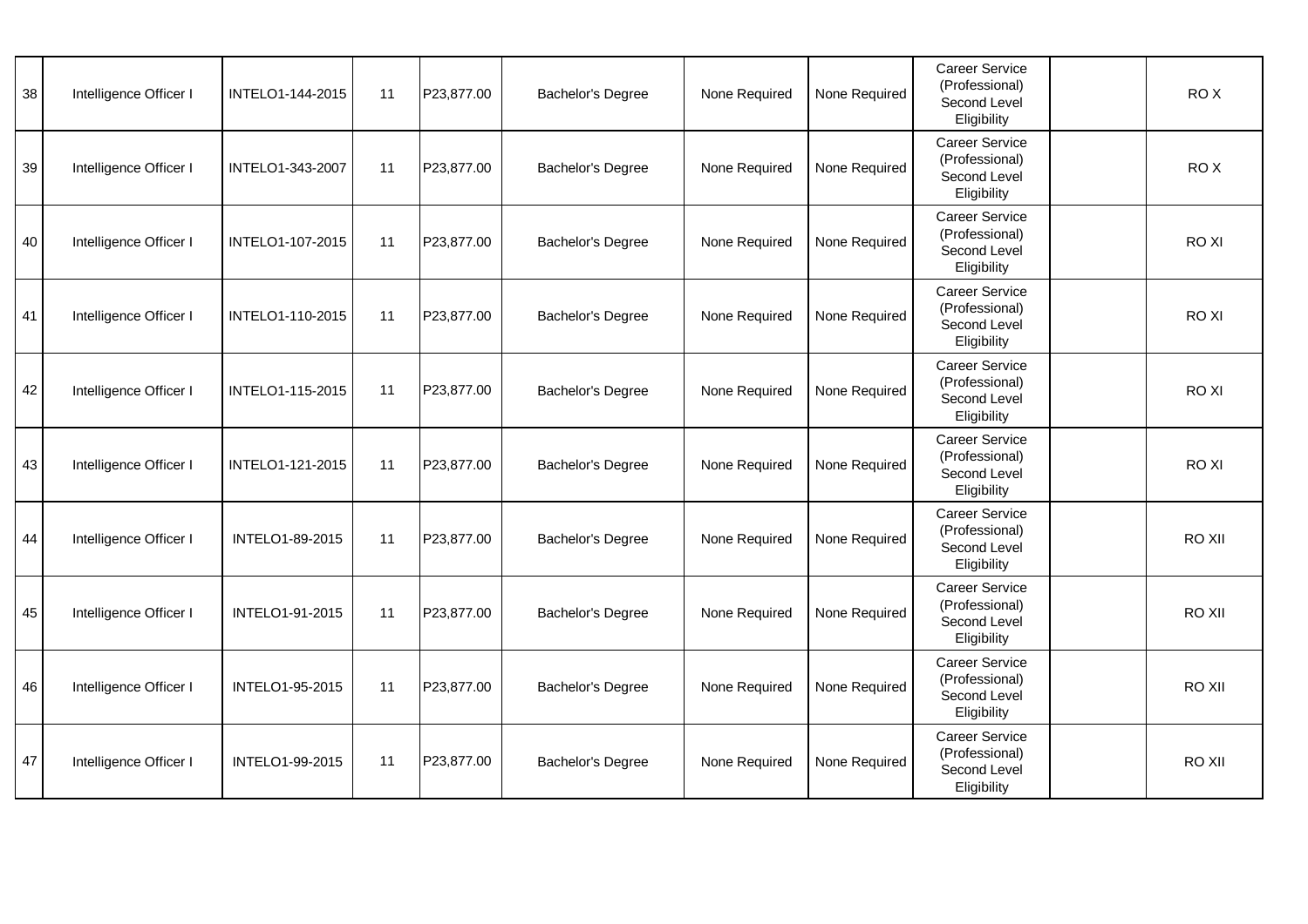| | | | | | | | | | | |
|---|---|---|---|---|---|---|---|---|---|---|
| 38 | Intelligence Officer I | INTELO1-144-2015 | 11 | P23,877.00 | Bachelor's Degree | None Required | None Required | Career Service (Professional) Second Level Eligibility | | RO X |
| 39 | Intelligence Officer I | INTELO1-343-2007 | 11 | P23,877.00 | Bachelor's Degree | None Required | None Required | Career Service (Professional) Second Level Eligibility | | RO X |
| 40 | Intelligence Officer I | INTELO1-107-2015 | 11 | P23,877.00 | Bachelor's Degree | None Required | None Required | Career Service (Professional) Second Level Eligibility | | RO XI |
| 41 | Intelligence Officer I | INTELO1-110-2015 | 11 | P23,877.00 | Bachelor's Degree | None Required | None Required | Career Service (Professional) Second Level Eligibility | | RO XI |
| 42 | Intelligence Officer I | INTELO1-115-2015 | 11 | P23,877.00 | Bachelor's Degree | None Required | None Required | Career Service (Professional) Second Level Eligibility | | RO XI |
| 43 | Intelligence Officer I | INTELO1-121-2015 | 11 | P23,877.00 | Bachelor's Degree | None Required | None Required | Career Service (Professional) Second Level Eligibility | | RO XI |
| 44 | Intelligence Officer I | INTELO1-89-2015 | 11 | P23,877.00 | Bachelor's Degree | None Required | None Required | Career Service (Professional) Second Level Eligibility | | RO XII |
| 45 | Intelligence Officer I | INTELO1-91-2015 | 11 | P23,877.00 | Bachelor's Degree | None Required | None Required | Career Service (Professional) Second Level Eligibility | | RO XII |
| 46 | Intelligence Officer I | INTELO1-95-2015 | 11 | P23,877.00 | Bachelor's Degree | None Required | None Required | Career Service (Professional) Second Level Eligibility | | RO XII |
| 47 | Intelligence Officer I | INTELO1-99-2015 | 11 | P23,877.00 | Bachelor's Degree | None Required | None Required | Career Service (Professional) Second Level Eligibility | | RO XII |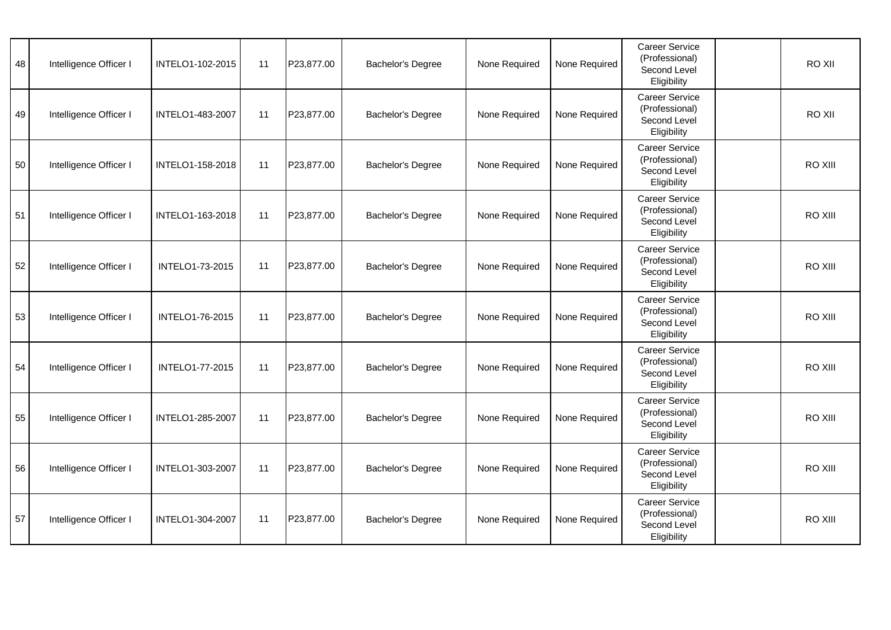| | | | | | | | | | | |
|---|---|---|---|---|---|---|---|---|---|---|
| 48 | Intelligence Officer I | INTELO1-102-2015 | 11 | P23,877.00 | Bachelor's Degree | None Required | None Required | Career Service (Professional) Second Level Eligibility | | RO XII |
| 49 | Intelligence Officer I | INTELO1-483-2007 | 11 | P23,877.00 | Bachelor's Degree | None Required | None Required | Career Service (Professional) Second Level Eligibility | | RO XII |
| 50 | Intelligence Officer I | INTELO1-158-2018 | 11 | P23,877.00 | Bachelor's Degree | None Required | None Required | Career Service (Professional) Second Level Eligibility | | RO XIII |
| 51 | Intelligence Officer I | INTELO1-163-2018 | 11 | P23,877.00 | Bachelor's Degree | None Required | None Required | Career Service (Professional) Second Level Eligibility | | RO XIII |
| 52 | Intelligence Officer I | INTELO1-73-2015 | 11 | P23,877.00 | Bachelor's Degree | None Required | None Required | Career Service (Professional) Second Level Eligibility | | RO XIII |
| 53 | Intelligence Officer I | INTELO1-76-2015 | 11 | P23,877.00 | Bachelor's Degree | None Required | None Required | Career Service (Professional) Second Level Eligibility | | RO XIII |
| 54 | Intelligence Officer I | INTELO1-77-2015 | 11 | P23,877.00 | Bachelor's Degree | None Required | None Required | Career Service (Professional) Second Level Eligibility | | RO XIII |
| 55 | Intelligence Officer I | INTELO1-285-2007 | 11 | P23,877.00 | Bachelor's Degree | None Required | None Required | Career Service (Professional) Second Level Eligibility | | RO XIII |
| 56 | Intelligence Officer I | INTELO1-303-2007 | 11 | P23,877.00 | Bachelor's Degree | None Required | None Required | Career Service (Professional) Second Level Eligibility | | RO XIII |
| 57 | Intelligence Officer I | INTELO1-304-2007 | 11 | P23,877.00 | Bachelor's Degree | None Required | None Required | Career Service (Professional) Second Level Eligibility | | RO XIII |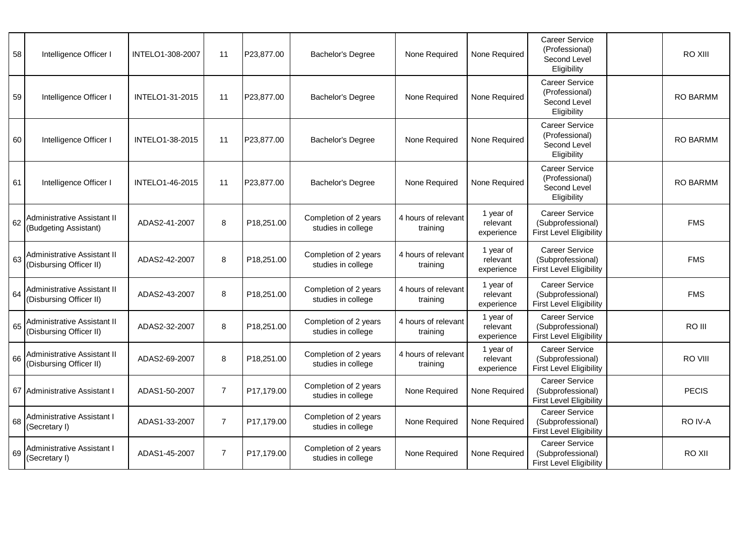| | | | | | | | | | | |
|---|---|---|---|---|---|---|---|---|---|---|
| 58 | Intelligence Officer I | INTELO1-308-2007 | 11 | P23,877.00 | Bachelor's Degree | None Required | None Required | Career Service (Professional) Second Level Eligibility | | RO XIII |
| 59 | Intelligence Officer I | INTELO1-31-2015 | 11 | P23,877.00 | Bachelor's Degree | None Required | None Required | Career Service (Professional) Second Level Eligibility | | RO BARMM |
| 60 | Intelligence Officer I | INTELO1-38-2015 | 11 | P23,877.00 | Bachelor's Degree | None Required | None Required | Career Service (Professional) Second Level Eligibility | | RO BARMM |
| 61 | Intelligence Officer I | INTELO1-46-2015 | 11 | P23,877.00 | Bachelor's Degree | None Required | None Required | Career Service (Professional) Second Level Eligibility | | RO BARMM |
| 62 | Administrative Assistant II (Budgeting Assistant) | ADAS2-41-2007 | 8 | P18,251.00 | Completion of 2 years studies in college | 4 hours of relevant training | 1 year of relevant experience | Career Service (Subprofessional) First Level Eligibility | | FMS |
| 63 | Administrative Assistant II (Disbursing Officer II) | ADAS2-42-2007 | 8 | P18,251.00 | Completion of 2 years studies in college | 4 hours of relevant training | 1 year of relevant experience | Career Service (Subprofessional) First Level Eligibility | | FMS |
| 64 | Administrative Assistant II (Disbursing Officer II) | ADAS2-43-2007 | 8 | P18,251.00 | Completion of 2 years studies in college | 4 hours of relevant training | 1 year of relevant experience | Career Service (Subprofessional) First Level Eligibility | | FMS |
| 65 | Administrative Assistant II (Disbursing Officer II) | ADAS2-32-2007 | 8 | P18,251.00 | Completion of 2 years studies in college | 4 hours of relevant training | 1 year of relevant experience | Career Service (Subprofessional) First Level Eligibility | | RO III |
| 66 | Administrative Assistant II (Disbursing Officer II) | ADAS2-69-2007 | 8 | P18,251.00 | Completion of 2 years studies in college | 4 hours of relevant training | 1 year of relevant experience | Career Service (Subprofessional) First Level Eligibility | | RO VIII |
| 67 | Administrative Assistant I | ADAS1-50-2007 | 7 | P17,179.00 | Completion of 2 years studies in college | None Required | None Required | Career Service (Subprofessional) First Level Eligibility | | PECIS |
| 68 | Administrative Assistant I (Secretary I) | ADAS1-33-2007 | 7 | P17,179.00 | Completion of 2 years studies in college | None Required | None Required | Career Service (Subprofessional) First Level Eligibility | | RO IV-A |
| 69 | Administrative Assistant I (Secretary I) | ADAS1-45-2007 | 7 | P17,179.00 | Completion of 2 years studies in college | None Required | None Required | Career Service (Subprofessional) First Level Eligibility | | RO XII |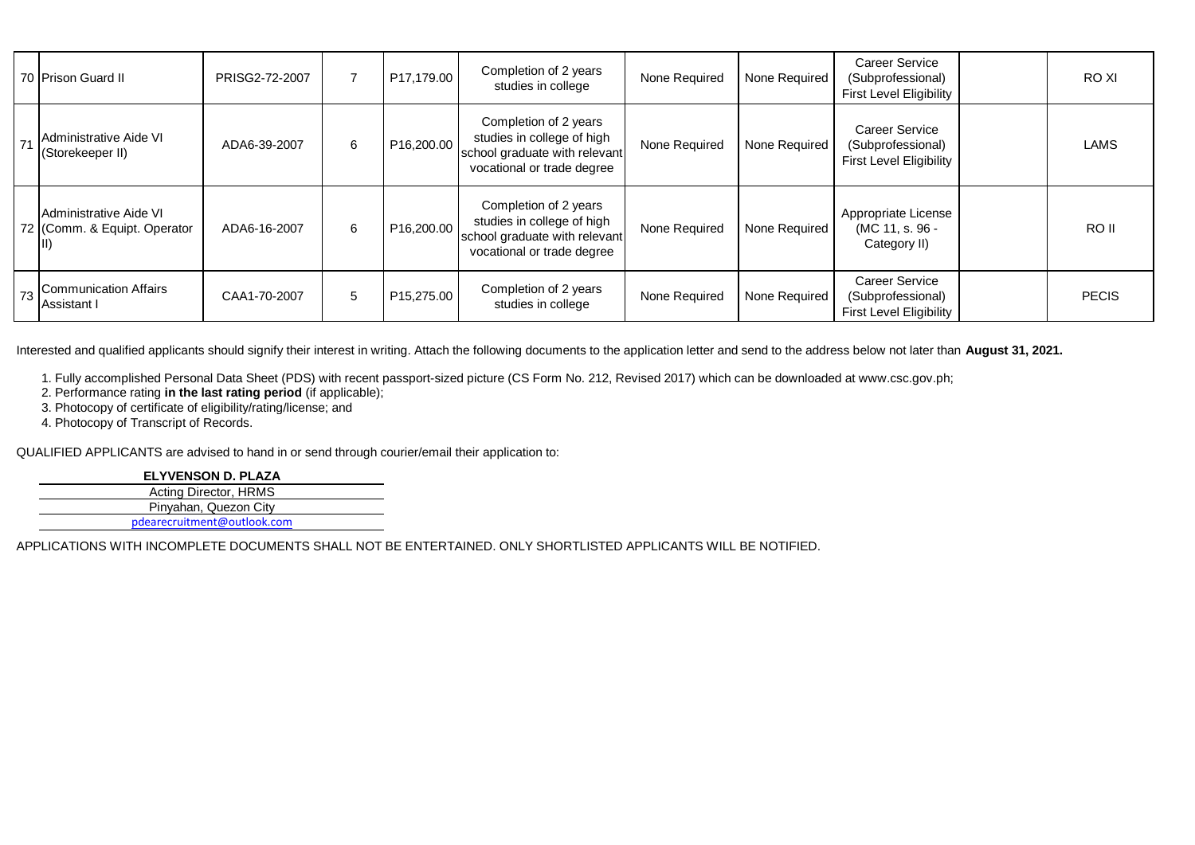| | | | | | | | | | | |
|---|---|---|---|---|---|---|---|---|---|---|
| 70 | Prison Guard II | PRISG2-72-2007 | 7 | P17,179.00 | Completion of 2 years studies in college | None Required | None Required | Career Service (Subprofessional) First Level Eligibility | | RO XI |
| 71 | Administrative Aide VI (Storekeeper II) | ADA6-39-2007 | 6 | P16,200.00 | Completion of 2 years studies in college of high school graduate with relevant vocational or trade degree | None Required | None Required | Career Service (Subprofessional) First Level Eligibility | | LAMS |
| 72 | Administrative Aide VI (Comm. & Equipt. Operator II) | ADA6-16-2007 | 6 | P16,200.00 | Completion of 2 years studies in college of high school graduate with relevant vocational or trade degree | None Required | None Required | Appropriate License (MC 11, s. 96 - Category II) | | RO II |
| 73 | Communication Affairs Assistant I | CAA1-70-2007 | 5 | P15,275.00 | Completion of 2 years studies in college | None Required | None Required | Career Service (Subprofessional) First Level Eligibility | | PECIS |

Interested and qualified applicants should signify their interest in writing. Attach the following documents to the application letter and send to the address below not later than **August 31, 2021.**

1. Fully accomplished Personal Data Sheet (PDS) with recent passport-sized picture (CS Form No. 212, Revised 2017) which can be downloaded at www.csc.gov.ph;
2. Performance rating **in the last rating period** (if applicable);
3. Photocopy of certificate of eligibility/rating/license; and
4. Photocopy of Transcript of Records.

QUALIFIED APPLICANTS are advised to hand in or send through courier/email their application to:

**ELYVENSON D. PLAZA**
Acting Director, HRMS
Pinyahan, Quezon City
pdearecruitment@outlook.com

APPLICATIONS WITH INCOMPLETE DOCUMENTS SHALL NOT BE ENTERTAINED. ONLY SHORTLISTED APPLICANTS WILL BE NOTIFIED.